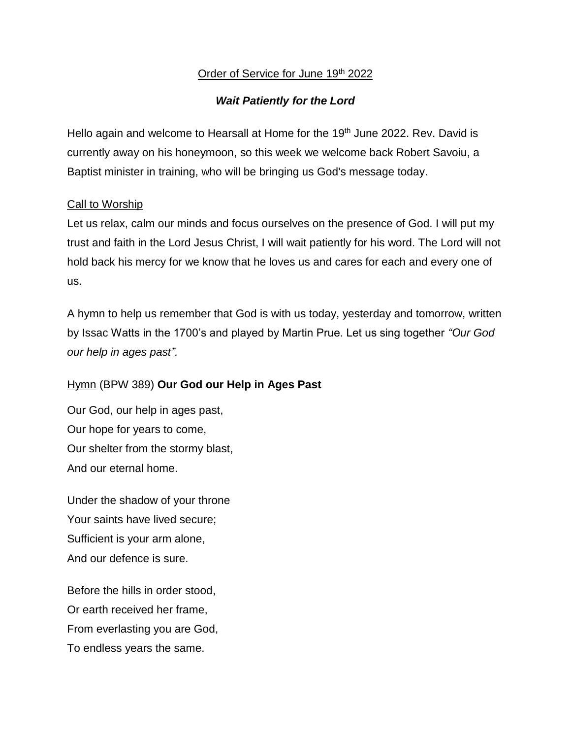Order of Service for June 19th 2022

***Wait Patiently for the Lord***

Hello again and welcome to Hearsall at Home for the 19th June 2022. Rev. David is currently away on his honeymoon, so this week we welcome back Robert Savoiu, a Baptist minister in training, who will be bringing us God's message today.

Call to Worship

Let us relax, calm our minds and focus ourselves on the presence of God. I will put my trust and faith in the Lord Jesus Christ, I will wait patiently for his word. The Lord will not hold back his mercy for we know that he loves us and cares for each and every one of us.

A hymn to help us remember that God is with us today, yesterday and tomorrow, written by Issac Watts in the 1700's and played by Martin Prue. Let us sing together *"Our God our help in ages past".*

Hymn (BPW 389) **Our God our Help in Ages Past**

Our God, our help in ages past,
Our hope for years to come,
Our shelter from the stormy blast,
And our eternal home.

Under the shadow of your throne
Your saints have lived secure;
Sufficient is your arm alone,
And our defence is sure.

Before the hills in order stood,
Or earth received her frame,
From everlasting you are God,
To endless years the same.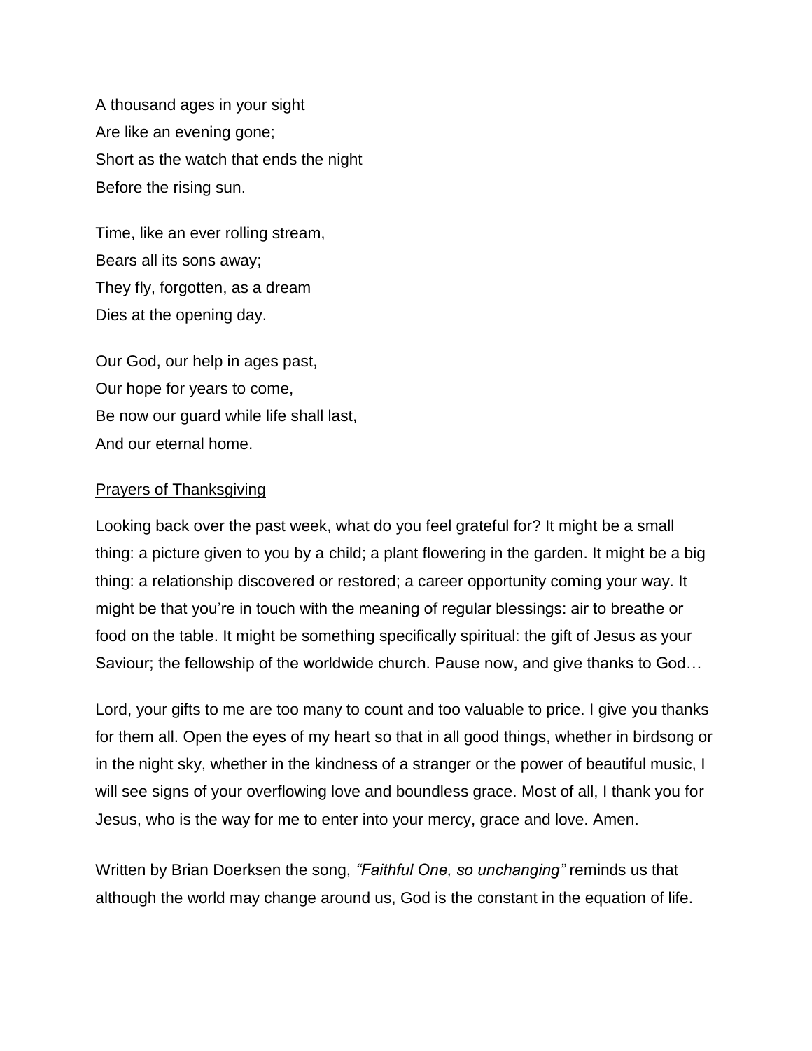A thousand ages in your sight  
Are like an evening gone;  
Short as the watch that ends the night  
Before the rising sun.

Time, like an ever rolling stream,  
Bears all its sons away;  
They fly, forgotten, as a dream  
Dies at the opening day.

Our God, our help in ages past,  
Our hope for years to come,  
Be now our guard while life shall last,  
And our eternal home.

<u>Prayers of Thanksgiving</u>

Looking back over the past week, what do you feel grateful for? It might be a small thing: a picture given to you by a child; a plant flowering in the garden. It might be a big thing: a relationship discovered or restored; a career opportunity coming your way. It might be that you're in touch with the meaning of regular blessings: air to breathe or food on the table. It might be something specifically spiritual: the gift of Jesus as your Saviour; the fellowship of the worldwide church. Pause now, and give thanks to God…

Lord, your gifts to me are too many to count and too valuable to price. I give you thanks for them all. Open the eyes of my heart so that in all good things, whether in birdsong or in the night sky, whether in the kindness of a stranger or the power of beautiful music, I will see signs of your overflowing love and boundless grace. Most of all, I thank you for Jesus, who is the way for me to enter into your mercy, grace and love. Amen.

Written by Brian Doerksen the song, *"Faithful One, so unchanging"* reminds us that although the world may change around us, God is the constant in the equation of life.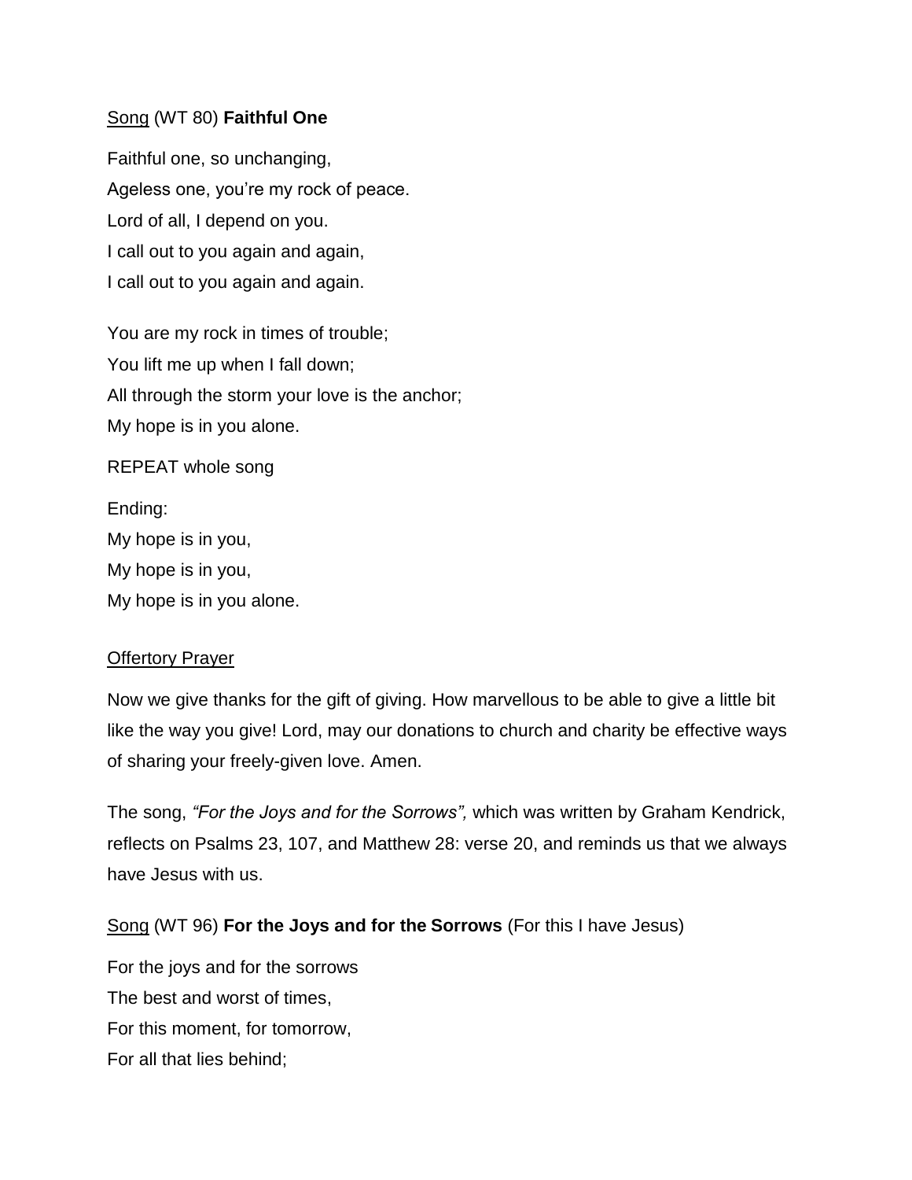<u>Song</u> (WT 80) **Faithful One**

Faithful one, so unchanging,
Ageless one, you're my rock of peace.
Lord of all, I depend on you.
I call out to you again and again,
I call out to you again and again.

You are my rock in times of trouble;
You lift me up when I fall down;
All through the storm your love is the anchor;
My hope is in you alone.

REPEAT whole song

Ending:
My hope is in you,
My hope is in you,
My hope is in you alone.

<u>Offertory Prayer</u>

Now we give thanks for the gift of giving. How marvellous to be able to give a little bit like the way you give! Lord, may our donations to church and charity be effective ways of sharing your freely-given love. Amen.

The song, *"For the Joys and for the Sorrows",* which was written by Graham Kendrick, reflects on Psalms 23, 107, and Matthew 28: verse 20, and reminds us that we always have Jesus with us.

<u>Song</u> (WT 96) **For the Joys and for the Sorrows** (For this I have Jesus)

For the joys and for the sorrows
The best and worst of times,
For this moment, for tomorrow,
For all that lies behind;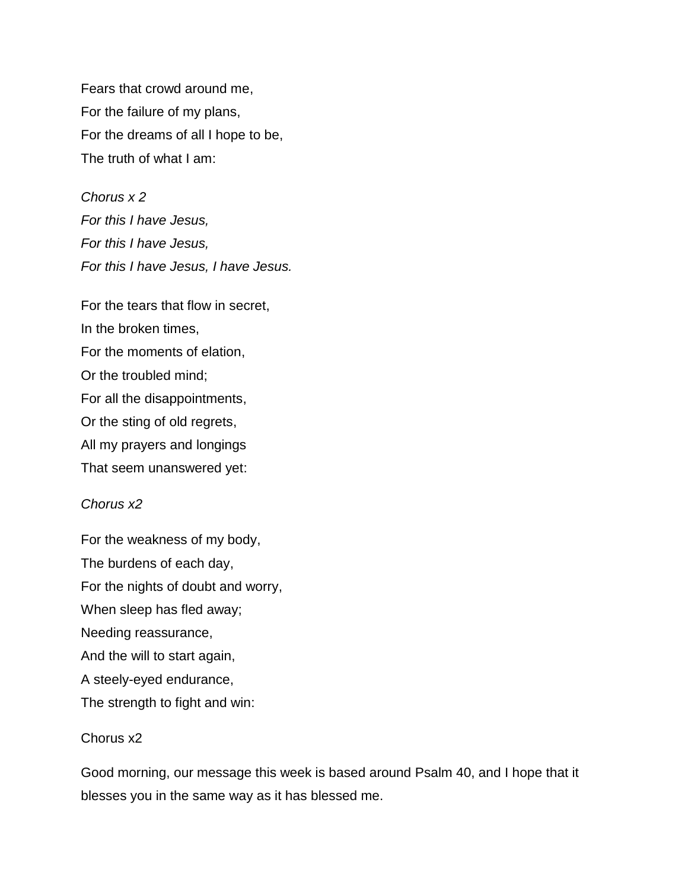Fears that crowd around me,  
For the failure of my plans,  
For the dreams of all I hope to be,  
The truth of what I am:

*Chorus x 2*  
*For this I have Jesus,*  
*For this I have Jesus,*  
*For this I have Jesus, I have Jesus.*

For the tears that flow in secret,  
In the broken times,  
For the moments of elation,  
Or the troubled mind;  
For all the disappointments,  
Or the sting of old regrets,  
All my prayers and longings  
That seem unanswered yet:

*Chorus x2*

For the weakness of my body,  
The burdens of each day,  
For the nights of doubt and worry,  
When sleep has fled away;  
Needing reassurance,  
And the will to start again,  
A steely-eyed endurance,  
The strength to fight and win:

Chorus x2

Good morning, our message this week is based around Psalm 40, and I hope that it blesses you in the same way as it has blessed me.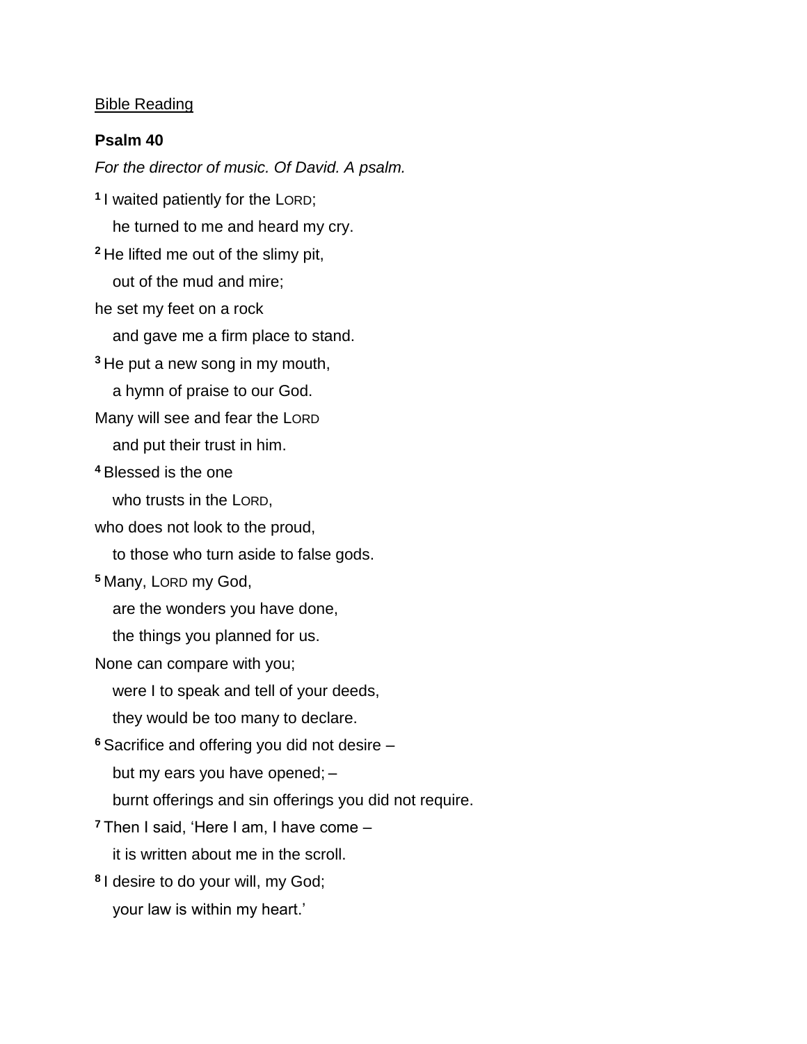Bible Reading

**Psalm 40**

*For the director of music. Of David. A psalm.*

[1] I waited patiently for the LORD;
he turned to me and heard my cry.

[2] He lifted me out of the slimy pit,
out of the mud and mire;
he set my feet on a rock
and gave me a firm place to stand.

[3] He put a new song in my mouth,
a hymn of praise to our God.
Many will see and fear the LORD
and put their trust in him.

[4] Blessed is the one
who trusts in the LORD,
who does not look to the proud,
to those who turn aside to false gods.

[5] Many, LORD my God,
are the wonders you have done,
the things you planned for us.
None can compare with you;
were I to speak and tell of your deeds,
they would be too many to declare.

[6] Sacrifice and offering you did not desire –
but my ears you have opened; –
burnt offerings and sin offerings you did not require.

[7] Then I said, 'Here I am, I have come –
it is written about me in the scroll.

[8] I desire to do your will, my God;
your law is within my heart.'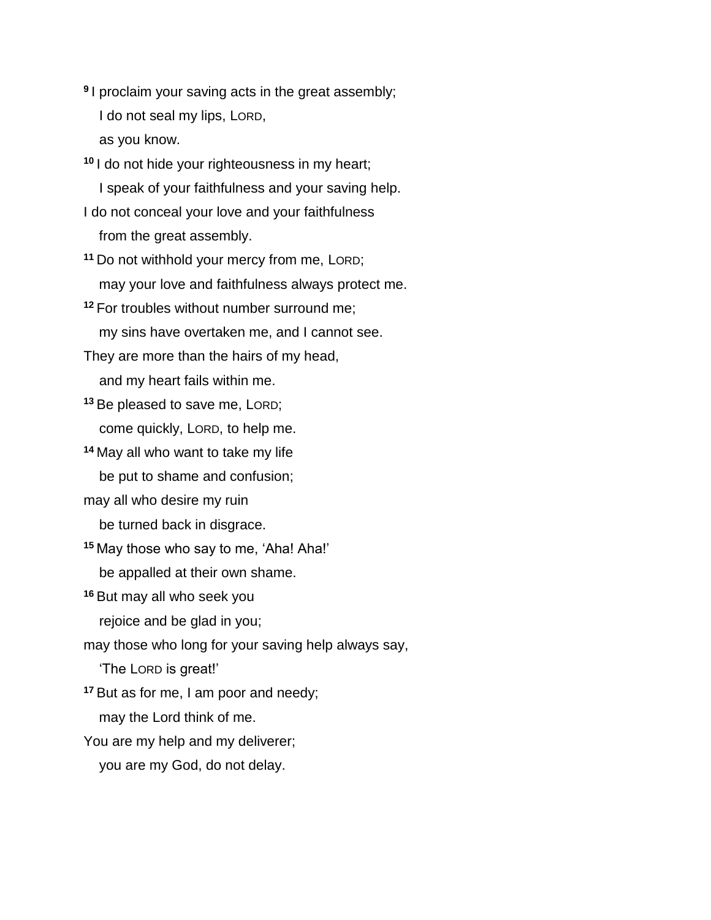[9] I proclaim your saving acts in the great assembly;  
  I do not seal my lips, LORD,  
  as you know.

[10] I do not hide your righteousness in my heart;  
  I speak of your faithfulness and your saving help.  
I do not conceal your love and your faithfulness  
  from the great assembly.

[11] Do not withhold your mercy from me, LORD;  
  may your love and faithfulness always protect me.

[12] For troubles without number surround me;  
  my sins have overtaken me, and I cannot see.  
They are more than the hairs of my head,  
  and my heart fails within me.

[13] Be pleased to save me, LORD;  
  come quickly, LORD, to help me.

[14] May all who want to take my life  
  be put to shame and confusion;  
may all who desire my ruin  
  be turned back in disgrace.

[15] May those who say to me, 'Aha! Aha!'  
  be appalled at their own shame.

[16] But may all who seek you  
  rejoice and be glad in you;  
may those who long for your saving help always say,  
  'The LORD is great!'

[17] But as for me, I am poor and needy;  
  may the Lord think of me.  
You are my help and my deliverer;  
  you are my God, do not delay.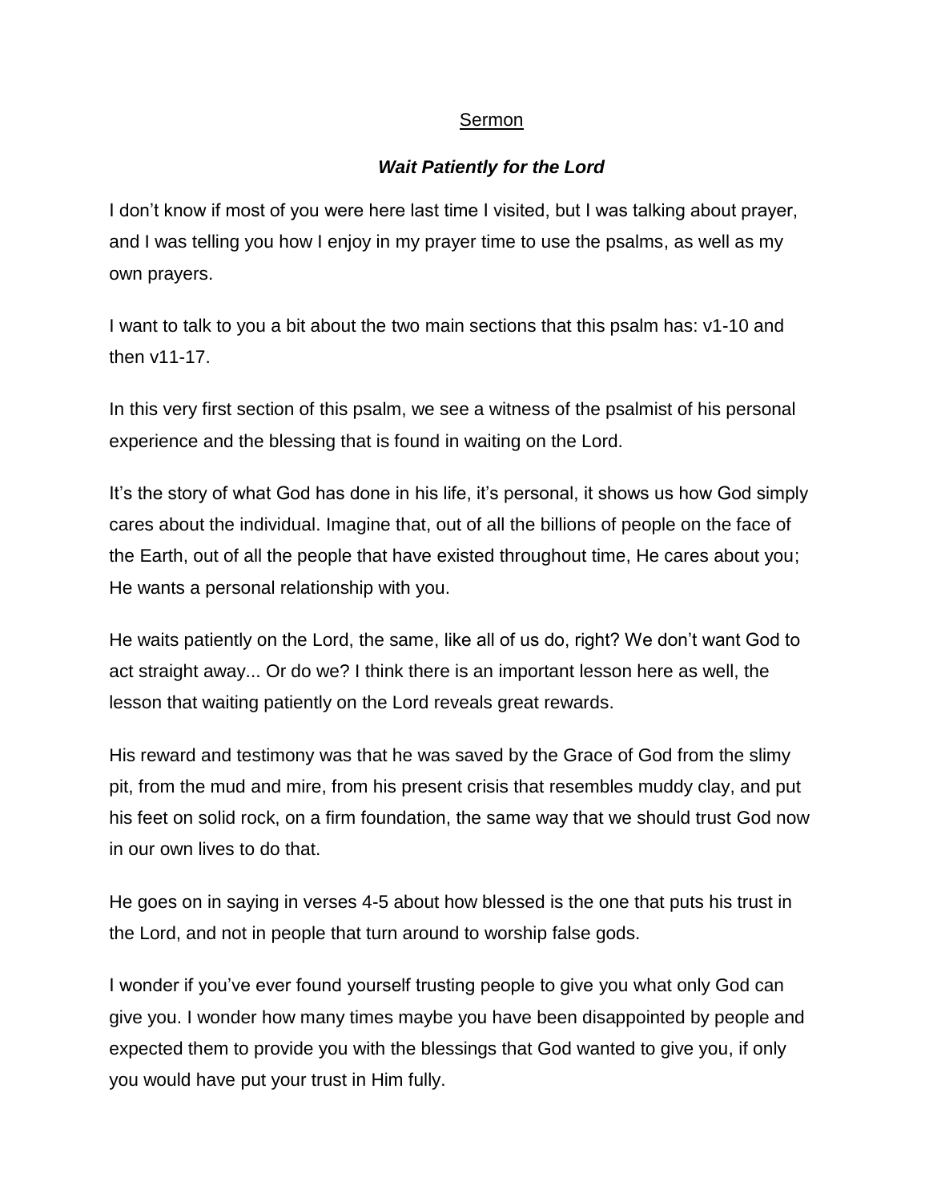<u>Sermon</u>

***Wait Patiently for the Lord***

I don't know if most of you were here last time I visited, but I was talking about prayer, and I was telling you how I enjoy in my prayer time to use the psalms, as well as my own prayers.

I want to talk to you a bit about the two main sections that this psalm has: v1-10 and then v11-17.

In this very first section of this psalm, we see a witness of the psalmist of his personal experience and the blessing that is found in waiting on the Lord.

It's the story of what God has done in his life, it's personal, it shows us how God simply cares about the individual. Imagine that, out of all the billions of people on the face of the Earth, out of all the people that have existed throughout time, He cares about you; He wants a personal relationship with you.

He waits patiently on the Lord, the same, like all of us do, right? We don't want God to act straight away... Or do we? I think there is an important lesson here as well, the lesson that waiting patiently on the Lord reveals great rewards.

His reward and testimony was that he was saved by the Grace of God from the slimy pit, from the mud and mire, from his present crisis that resembles muddy clay, and put his feet on solid rock, on a firm foundation, the same way that we should trust God now in our own lives to do that.

He goes on in saying in verses 4-5 about how blessed is the one that puts his trust in the Lord, and not in people that turn around to worship false gods.

I wonder if you've ever found yourself trusting people to give you what only God can give you. I wonder how many times maybe you have been disappointed by people and expected them to provide you with the blessings that God wanted to give you, if only you would have put your trust in Him fully.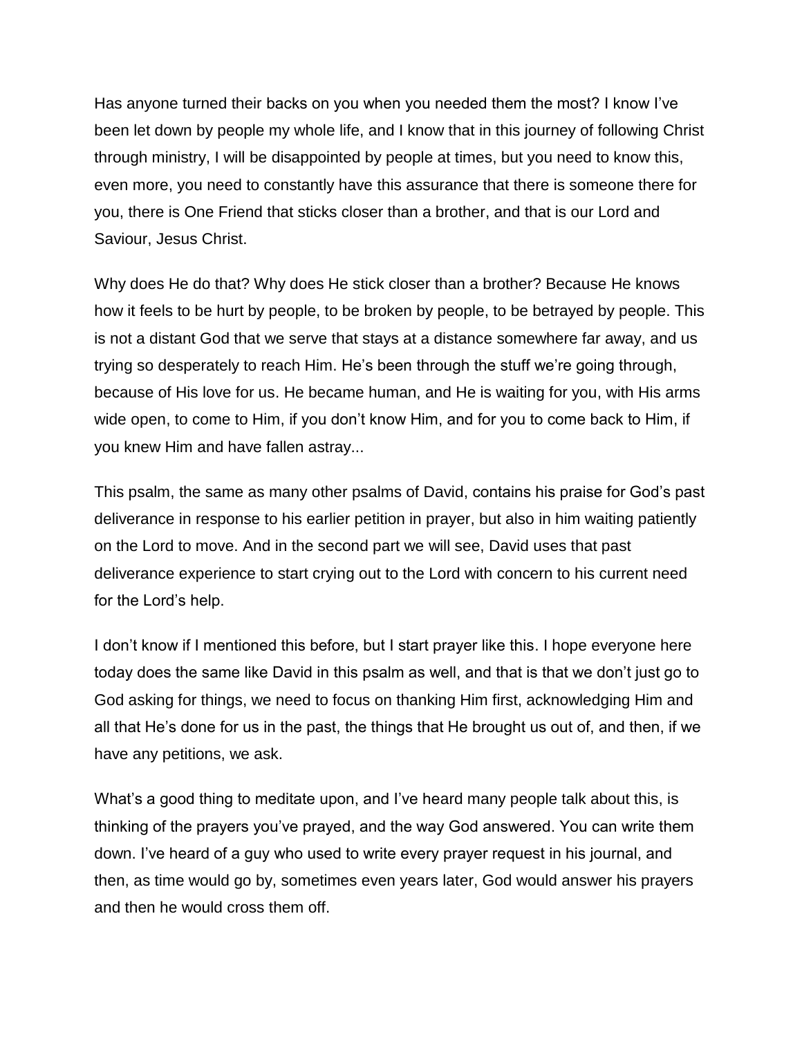Has anyone turned their backs on you when you needed them the most? I know I've been let down by people my whole life, and I know that in this journey of following Christ through ministry, I will be disappointed by people at times, but you need to know this, even more, you need to constantly have this assurance that there is someone there for you, there is One Friend that sticks closer than a brother, and that is our Lord and Saviour, Jesus Christ.

Why does He do that? Why does He stick closer than a brother? Because He knows how it feels to be hurt by people, to be broken by people, to be betrayed by people. This is not a distant God that we serve that stays at a distance somewhere far away, and us trying so desperately to reach Him. He's been through the stuff we're going through, because of His love for us. He became human, and He is waiting for you, with His arms wide open, to come to Him, if you don't know Him, and for you to come back to Him, if you knew Him and have fallen astray...

This psalm, the same as many other psalms of David, contains his praise for God's past deliverance in response to his earlier petition in prayer, but also in him waiting patiently on the Lord to move. And in the second part we will see, David uses that past deliverance experience to start crying out to the Lord with concern to his current need for the Lord's help.

I don't know if I mentioned this before, but I start prayer like this. I hope everyone here today does the same like David in this psalm as well, and that is that we don't just go to God asking for things, we need to focus on thanking Him first, acknowledging Him and all that He's done for us in the past, the things that He brought us out of, and then, if we have any petitions, we ask.

What's a good thing to meditate upon, and I've heard many people talk about this, is thinking of the prayers you've prayed, and the way God answered. You can write them down. I've heard of a guy who used to write every prayer request in his journal, and then, as time would go by, sometimes even years later, God would answer his prayers and then he would cross them off.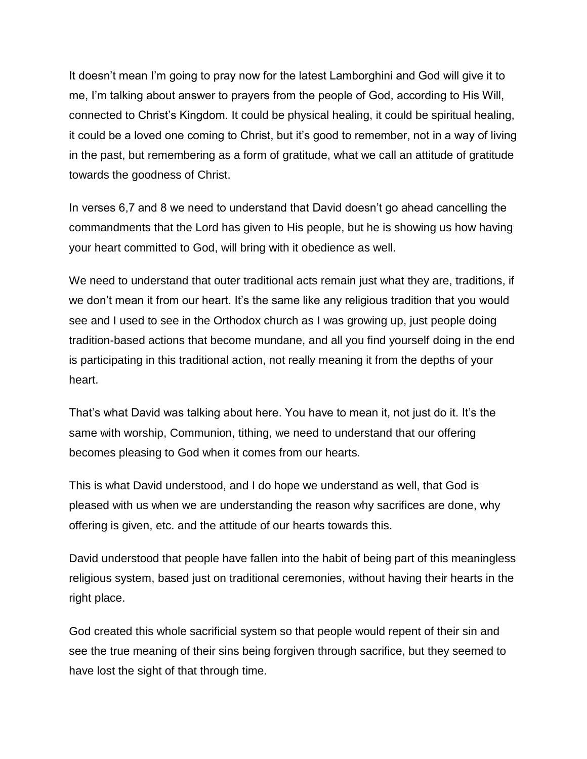It doesn’t mean I’m going to pray now for the latest Lamborghini and God will give it to me, I’m talking about answer to prayers from the people of God, according to His Will, connected to Christ’s Kingdom. It could be physical healing, it could be spiritual healing, it could be a loved one coming to Christ, but it’s good to remember, not in a way of living in the past, but remembering as a form of gratitude, what we call an attitude of gratitude towards the goodness of Christ.

In verses 6,7 and 8 we need to understand that David doesn’t go ahead cancelling the commandments that the Lord has given to His people, but he is showing us how having your heart committed to God, will bring with it obedience as well.

We need to understand that outer traditional acts remain just what they are, traditions, if we don’t mean it from our heart. It’s the same like any religious tradition that you would see and I used to see in the Orthodox church as I was growing up, just people doing tradition-based actions that become mundane, and all you find yourself doing in the end is participating in this traditional action, not really meaning it from the depths of your heart.

That’s what David was talking about here. You have to mean it, not just do it. It’s the same with worship, Communion, tithing, we need to understand that our offering becomes pleasing to God when it comes from our hearts.

This is what David understood, and I do hope we understand as well, that God is pleased with us when we are understanding the reason why sacrifices are done, why offering is given, etc. and the attitude of our hearts towards this.

David understood that people have fallen into the habit of being part of this meaningless religious system, based just on traditional ceremonies, without having their hearts in the right place.

God created this whole sacrificial system so that people would repent of their sin and see the true meaning of their sins being forgiven through sacrifice, but they seemed to have lost the sight of that through time.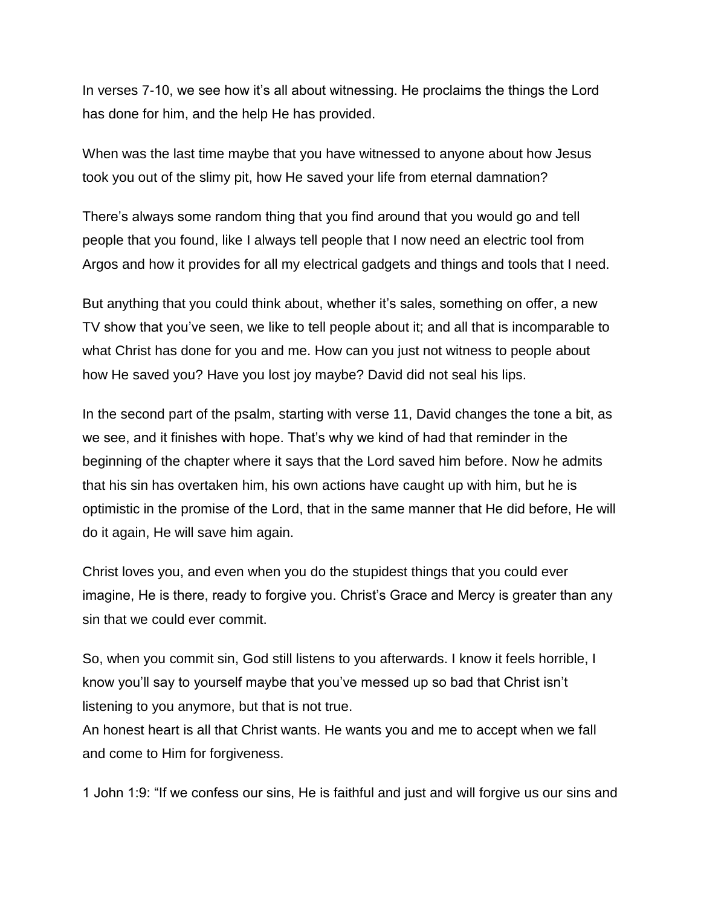In verses 7-10, we see how it's all about witnessing. He proclaims the things the Lord has done for him, and the help He has provided.

When was the last time maybe that you have witnessed to anyone about how Jesus took you out of the slimy pit, how He saved your life from eternal damnation?

There's always some random thing that you find around that you would go and tell people that you found, like I always tell people that I now need an electric tool from Argos and how it provides for all my electrical gadgets and things and tools that I need.

But anything that you could think about, whether it's sales, something on offer, a new TV show that you've seen, we like to tell people about it; and all that is incomparable to what Christ has done for you and me. How can you just not witness to people about how He saved you? Have you lost joy maybe? David did not seal his lips.

In the second part of the psalm, starting with verse 11, David changes the tone a bit, as we see, and it finishes with hope. That's why we kind of had that reminder in the beginning of the chapter where it says that the Lord saved him before. Now he admits that his sin has overtaken him, his own actions have caught up with him, but he is optimistic in the promise of the Lord, that in the same manner that He did before, He will do it again, He will save him again.

Christ loves you, and even when you do the stupidest things that you could ever imagine, He is there, ready to forgive you. Christ's Grace and Mercy is greater than any sin that we could ever commit.

So, when you commit sin, God still listens to you afterwards. I know it feels horrible, I know you'll say to yourself maybe that you've messed up so bad that Christ isn't listening to you anymore, but that is not true.
An honest heart is all that Christ wants. He wants you and me to accept when we fall and come to Him for forgiveness.

1 John 1:9: "If we confess our sins, He is faithful and just and will forgive us our sins and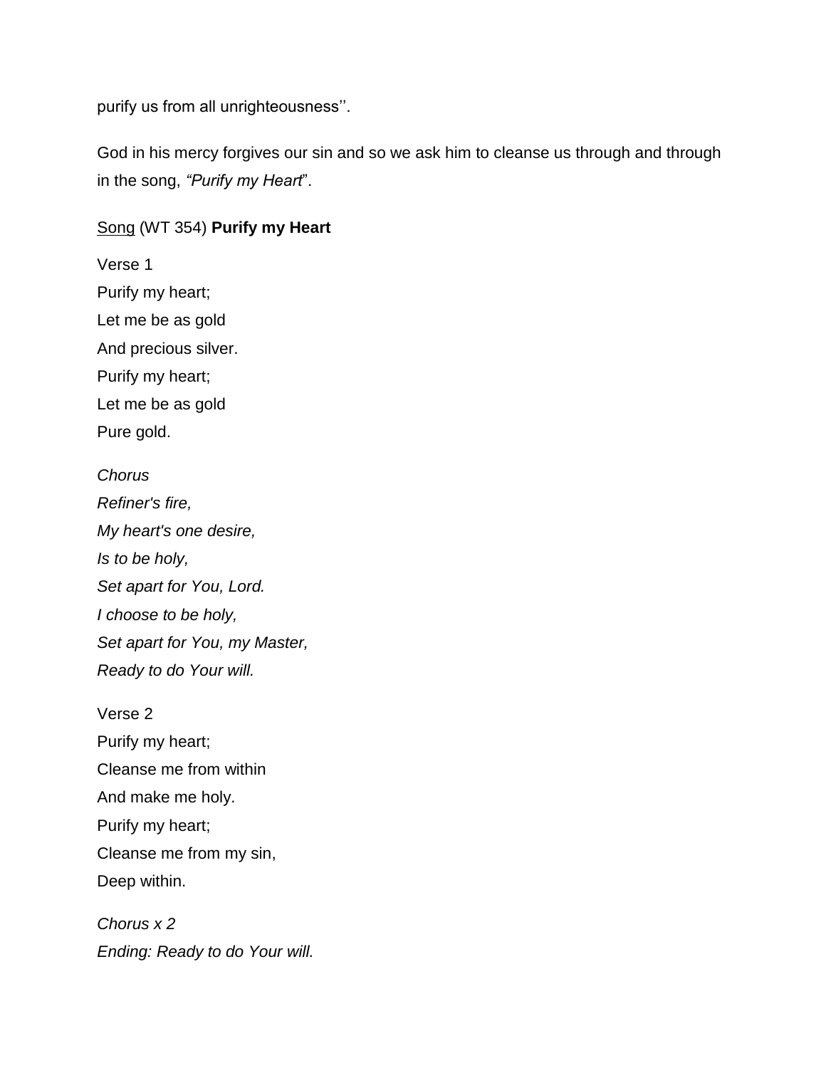purify us from all unrighteousness''.

God in his mercy forgives our sin and so we ask him to cleanse us through and through in the song, *"Purify my Heart*".

<u>Song</u> (WT 354) **Purify my Heart**

Verse 1  
Purify my heart;  
Let me be as gold  
And precious silver.  
Purify my heart;  
Let me be as gold  
Pure gold.

*Chorus*  
*Refiner's fire,*  
*My heart's one desire,*  
*Is to be holy,*  
*Set apart for You, Lord.*  
*I choose to be holy,*  
*Set apart for You, my Master,*  
*Ready to do Your will.*

Verse 2  
Purify my heart;  
Cleanse me from within  
And make me holy.  
Purify my heart;  
Cleanse me from my sin,  
Deep within.

*Chorus x 2*  
*Ending: Ready to do Your will.*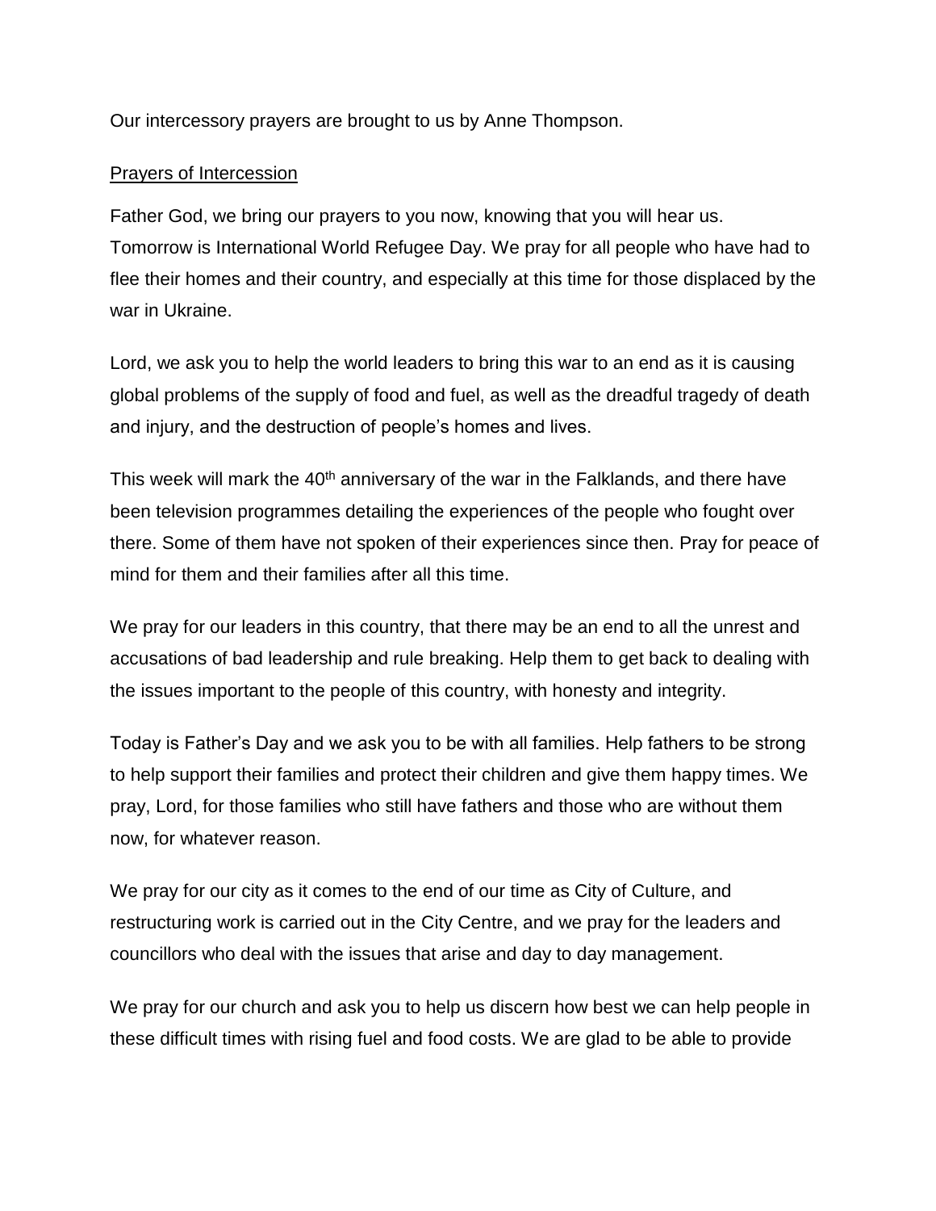Our intercessory prayers are brought to us by Anne Thompson.

Prayers of Intercession

Father God, we bring our prayers to you now, knowing that you will hear us. Tomorrow is International World Refugee Day. We pray for all people who have had to flee their homes and their country, and especially at this time for those displaced by the war in Ukraine.

Lord, we ask you to help the world leaders to bring this war to an end as it is causing global problems of the supply of food and fuel, as well as the dreadful tragedy of death and injury, and the destruction of people's homes and lives.

This week will mark the 40th anniversary of the war in the Falklands, and there have been television programmes detailing the experiences of the people who fought over there. Some of them have not spoken of their experiences since then. Pray for peace of mind for them and their families after all this time.

We pray for our leaders in this country, that there may be an end to all the unrest and accusations of bad leadership and rule breaking. Help them to get back to dealing with the issues important to the people of this country, with honesty and integrity.

Today is Father's Day and we ask you to be with all families. Help fathers to be strong to help support their families and protect their children and give them happy times. We pray, Lord, for those families who still have fathers and those who are without them now, for whatever reason.

We pray for our city as it comes to the end of our time as City of Culture, and restructuring work is carried out in the City Centre, and we pray for the leaders and councillors who deal with the issues that arise and day to day management.

We pray for our church and ask you to help us discern how best we can help people in these difficult times with rising fuel and food costs. We are glad to be able to provide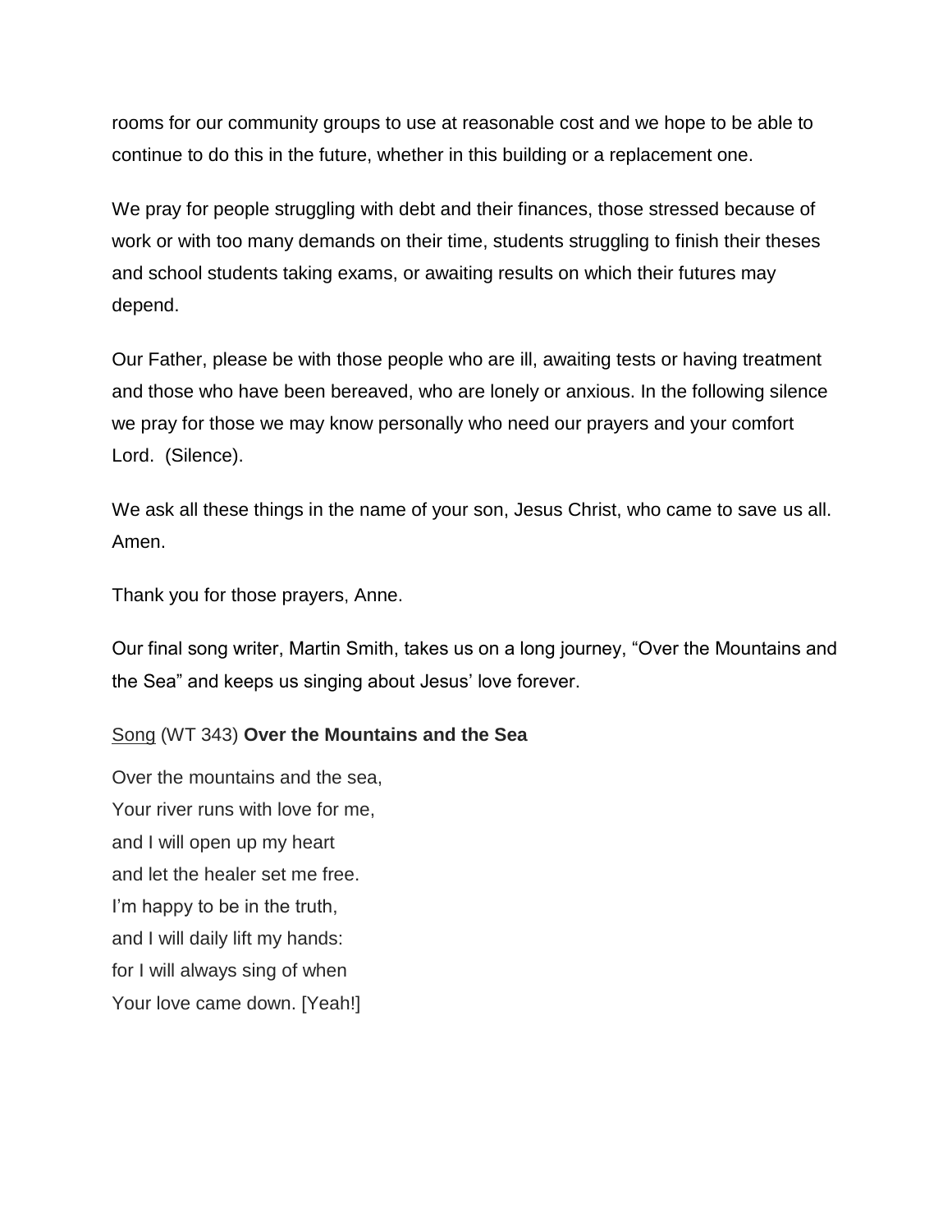rooms for our community groups to use at reasonable cost and we hope to be able to continue to do this in the future, whether in this building or a replacement one.

We pray for people struggling with debt and their finances, those stressed because of work or with too many demands on their time, students struggling to finish their theses and school students taking exams, or awaiting results on which their futures may depend.

Our Father, please be with those people who are ill, awaiting tests or having treatment and those who have been bereaved, who are lonely or anxious. In the following silence we pray for those we may know personally who need our prayers and your comfort Lord. (Silence).

We ask all these things in the name of your son, Jesus Christ, who came to save us all. Amen.

Thank you for those prayers, Anne.

Our final song writer, Martin Smith, takes us on a long journey, “Over the Mountains and the Sea” and keeps us singing about Jesus’ love forever.

<u>Song</u> (WT 343) **Over the Mountains and the Sea**

Over the mountains and the sea,
Your river runs with love for me,
and I will open up my heart
and let the healer set me free.
I’m happy to be in the truth,
and I will daily lift my hands:
for I will always sing of when
Your love came down. [Yeah!]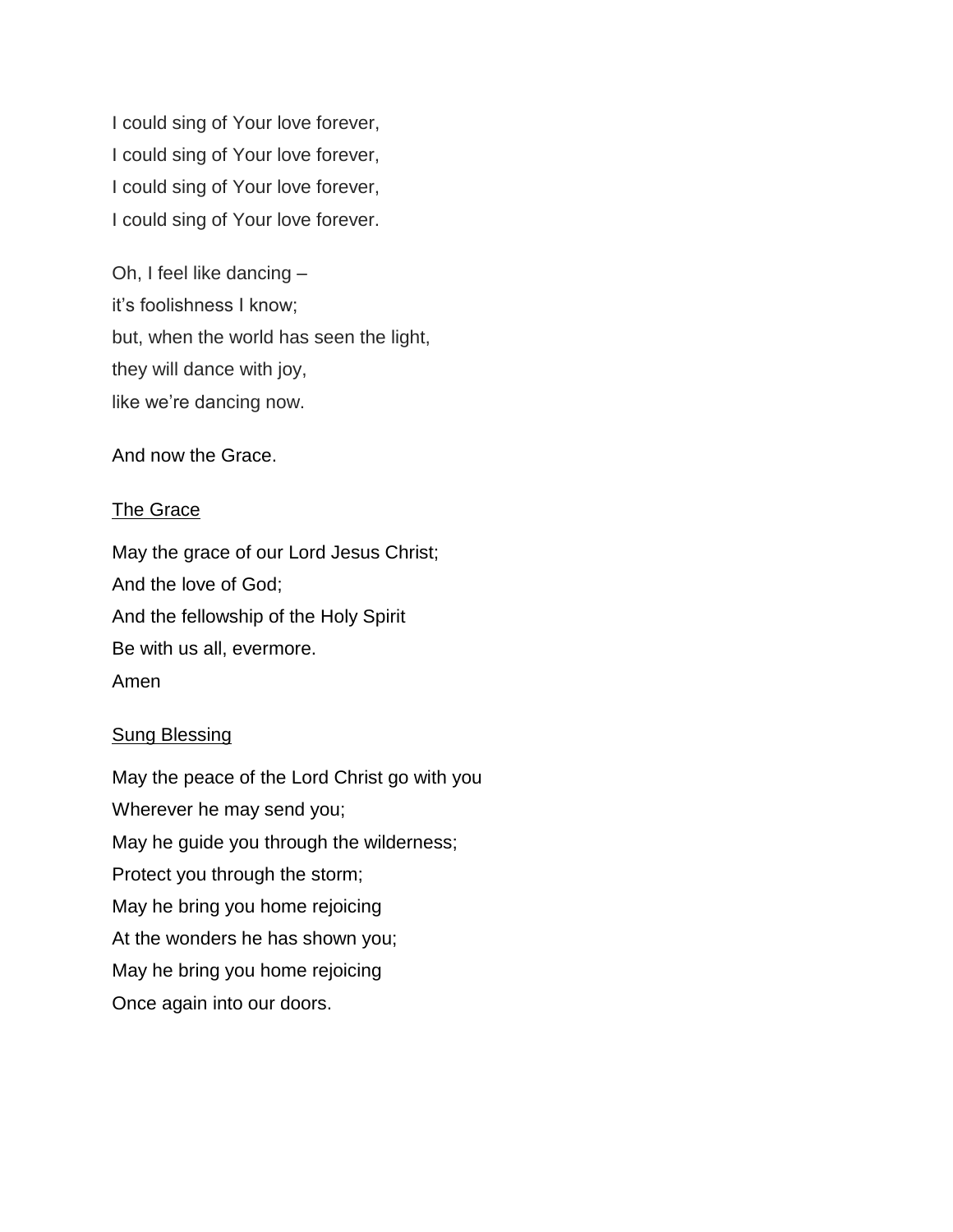I could sing of Your love forever,  
I could sing of Your love forever,  
I could sing of Your love forever,  
I could sing of Your love forever.

Oh, I feel like dancing –  
it's foolishness I know;  
but, when the world has seen the light,  
they will dance with joy,  
like we're dancing now.

And now the Grace.

<u>The Grace</u>

May the grace of our Lord Jesus Christ;  
And the love of God;  
And the fellowship of the Holy Spirit  
Be with us all, evermore.  
Amen

<u>Sung Blessing</u>

May the peace of the Lord Christ go with you  
Wherever he may send you;  
May he guide you through the wilderness;  
Protect you through the storm;  
May he bring you home rejoicing  
At the wonders he has shown you;  
May he bring you home rejoicing  
Once again into our doors.